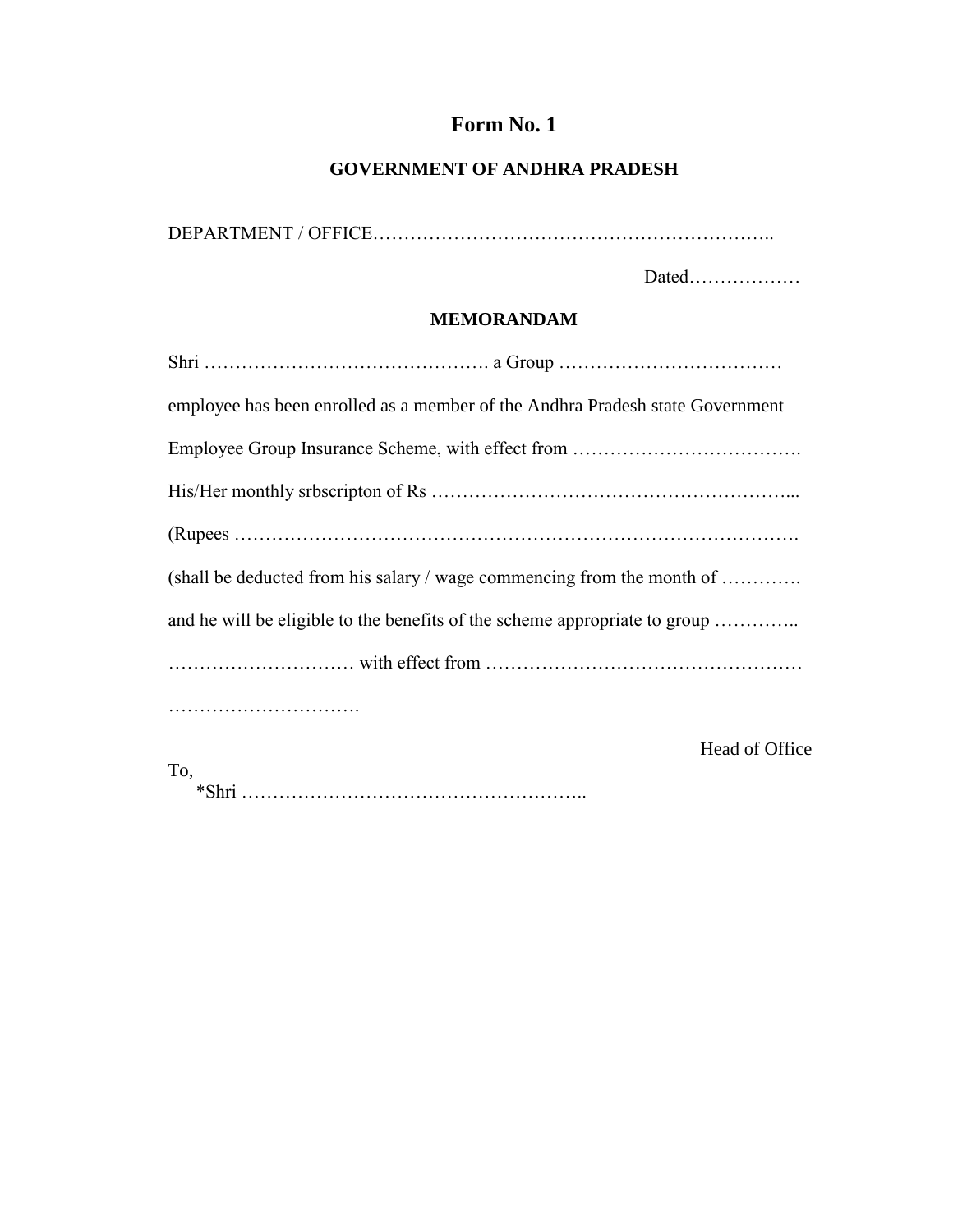# Form No. 1

## GOVERNMENT OF ANDHRA PRADESH

DEPARTMENT / OFFICE………………………………………………………..

Dated………………

## MEMORANDAM

Shri ………………………………………. a Group ………………………………

employee has been enrolled as a member of the Andhra Pradesh state Government

Employee Group Insurance Scheme, with effect from ……………………………….

His/Her monthly srbscripton of Rs …………………………………………………...

(Rupees ……………………………………………………………………………….

(shall be deducted from his salary / wage commencing from the month of ………….

and he will be eligible to the benefits of the scheme appropriate to group …………..

………………………… with effect from ……………………………………………

………………………….

Head of Office

To,

*Shri ………………………………………………..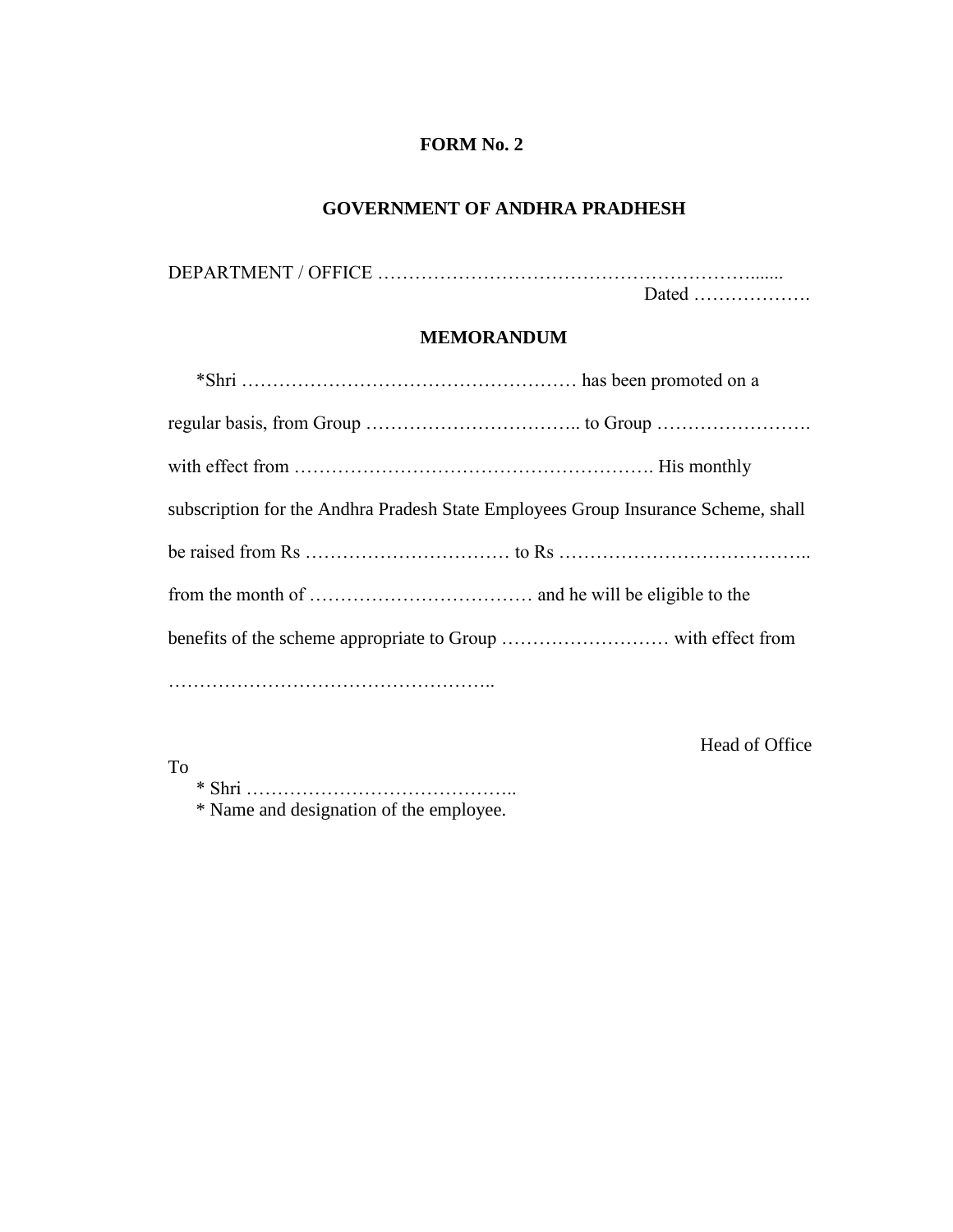**FORM No. 2**

**GOVERNMENT OF ANDHRA PRADHESH**

DEPARTMENT / OFFICE ……………………………………………………......

Dated ……………….

**MEMORANDUM**

*Shri ……………………………………………… has been promoted on a regular basis, from Group …………………………….. to Group ……………………. with effect from …………………………………………………. His monthly subscription for the Andhra Pradesh State Employees Group Insurance Scheme, shall be raised from Rs …………………………… to Rs ………………………………….. from the month of ……………………………… and he will be eligible to the benefits of the scheme appropriate to Group ……………………… with effect from ……………………………………………..

Head of Office

To

* Shri ……………………………………..
* Name and designation of the employee.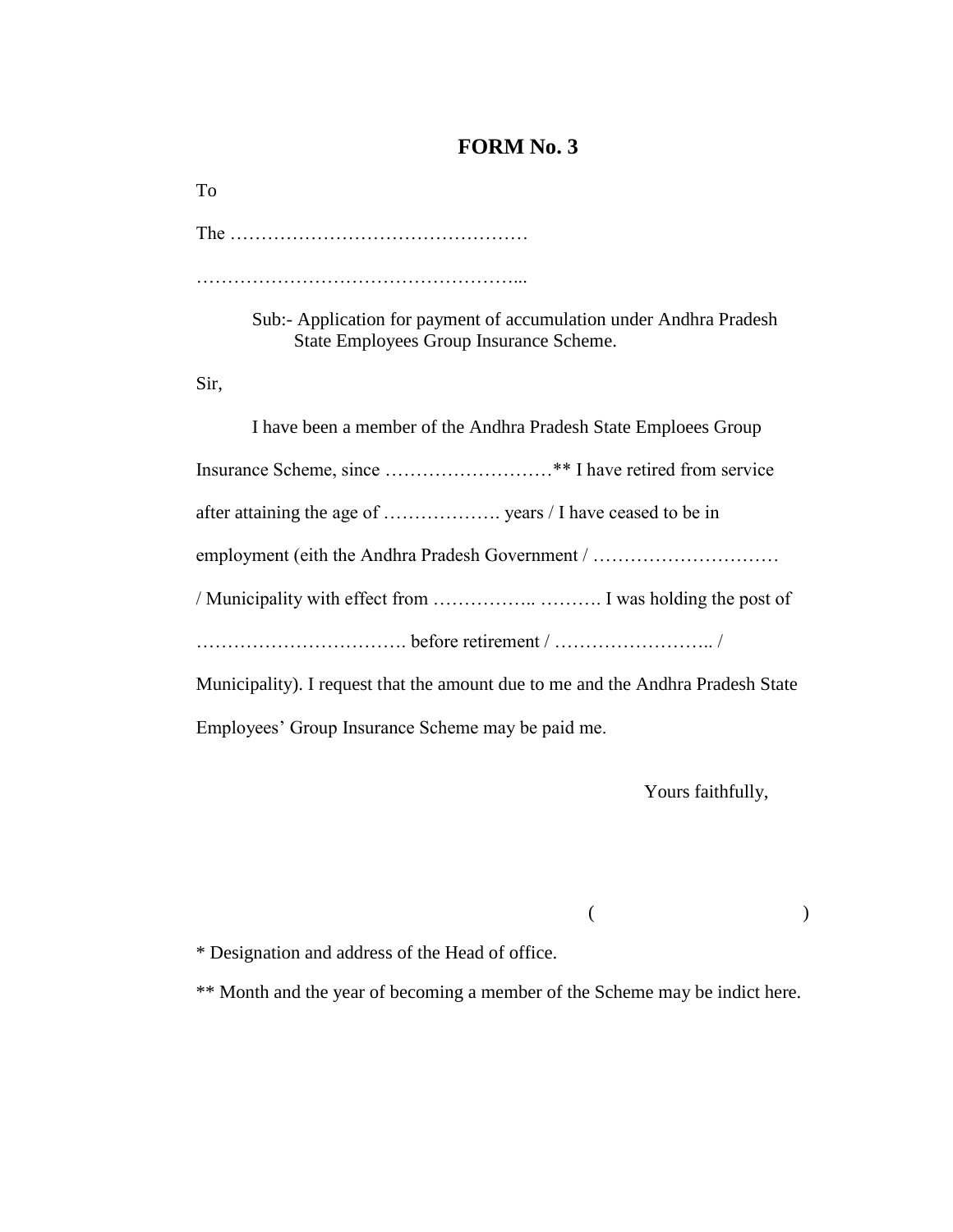# FORM No. 3

To

The …………………………………………

……………………………………………...

Sub:- Application for payment of accumulation under Andhra Pradesh State Employees Group Insurance Scheme.

Sir,

I have been a member of the Andhra Pradesh State Emploees Group Insurance Scheme, since ………………………** I have retired from service after attaining the age of ………………. years / I have ceased to be in employment (eith the Andhra Pradesh Government / ………………………… / Municipality with effect from …………….. ………. I was holding the post of ……………………………. before retirement / …………………….. / Municipality). I request that the amount due to me and the Andhra Pradesh State Employees' Group Insurance Scheme may be paid me.

Yours faithfully,

( )

* Designation and address of the Head of office.

** Month and the year of becoming a member of the Scheme may be indict here.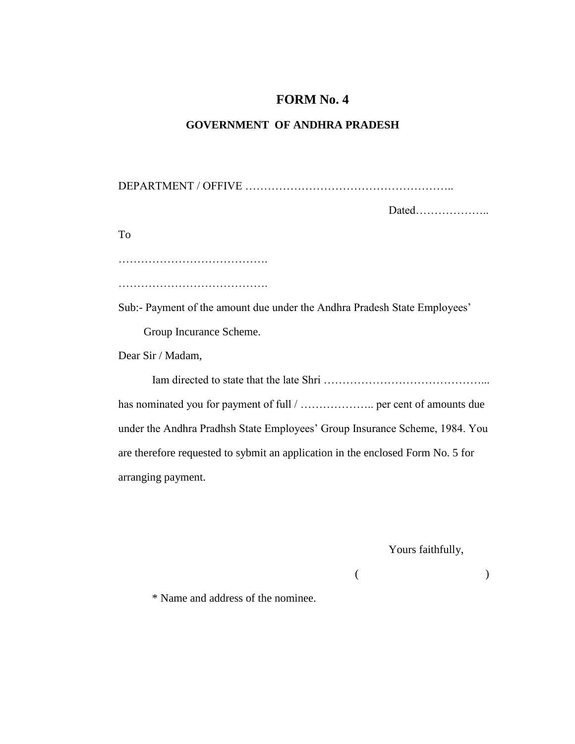# FORM No. 4

## GOVERNMENT OF ANDHRA PRADESH

DEPARTMENT / OFFIVE ………………………………………………..

Dated………………..

To

………………………………….

………………………………….

Sub:- Payment of the amount due under the Andhra Pradesh State Employees' Group Incurance Scheme.

Dear Sir / Madam,

Iam directed to state that the late Shri ……………………………………... has nominated you for payment of full / ……………….. per cent of amounts due under the Andhra Pradhsh State Employees' Group Insurance Scheme, 1984. You are therefore requested to sybmit an application in the enclosed Form No. 5 for arranging payment.

Yours faithfully,

( )

\* Name and address of the nominee.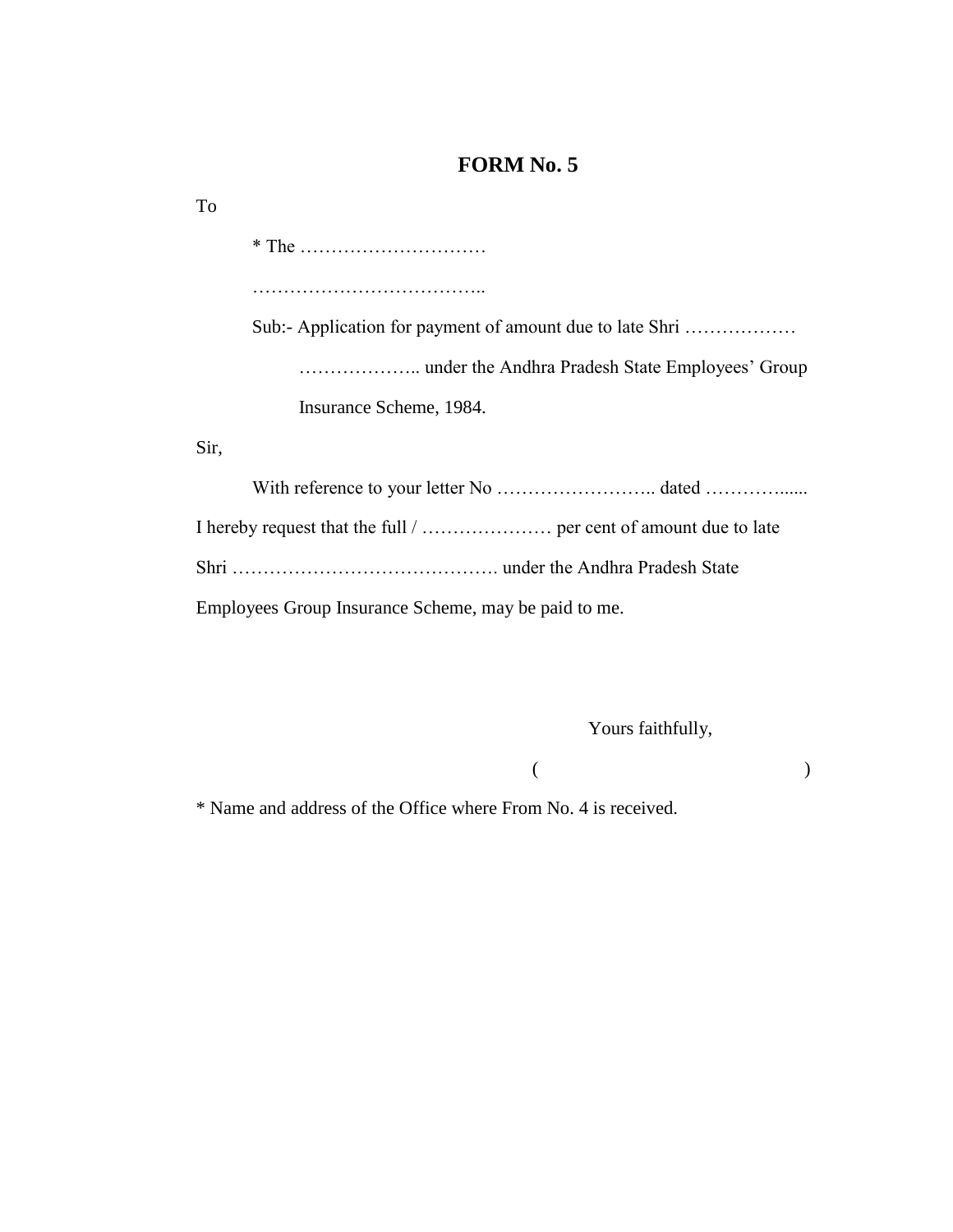# FORM No. 5

To

\* The …………………………

………………………………..

Sub:- Application for payment of amount due to late Shri ……………… ……………….. under the Andhra Pradesh State Employees' Group Insurance Scheme, 1984.

Sir,

With reference to your letter No …………………….. dated …………...... I hereby request that the full / ………………… per cent of amount due to late Shri ……………………………………. under the Andhra Pradesh State Employees Group Insurance Scheme, may be paid to me.

Yours faithfully,

( )

\* Name and address of the Office where From No. 4 is received.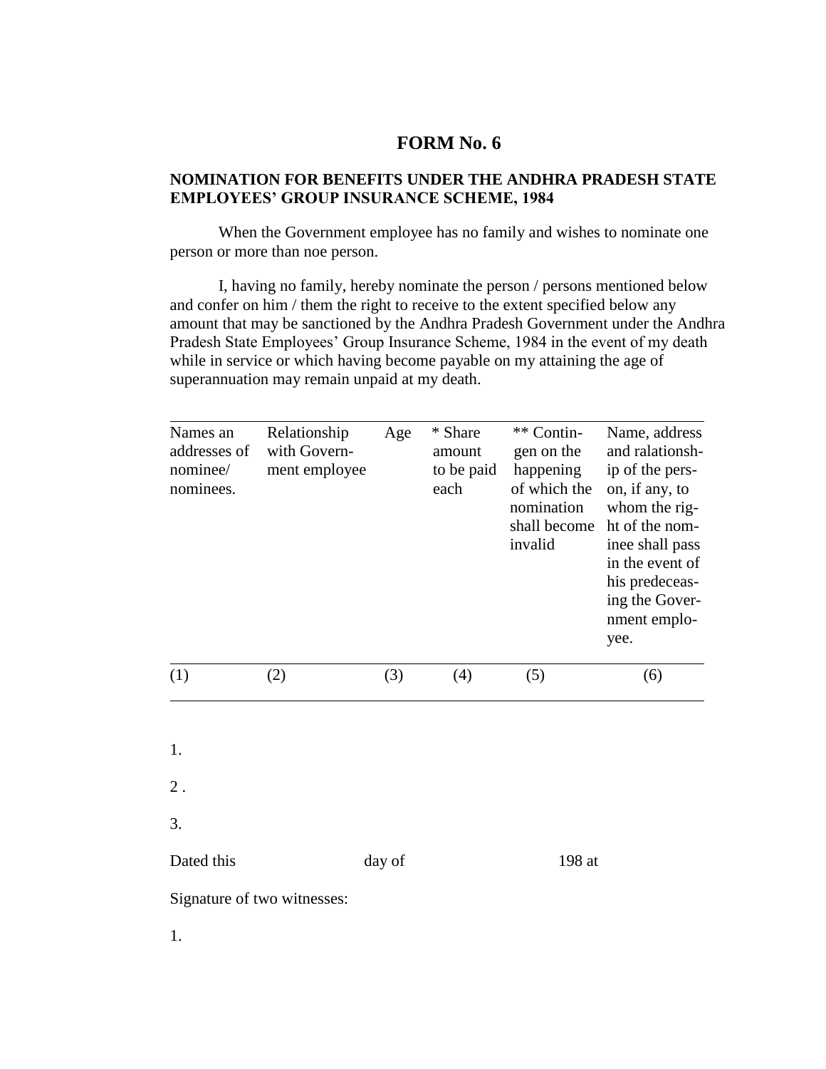# FORM No. 6

**NOMINATION FOR BENEFITS UNDER THE ANDHRA PRADESH STATE EMPLOYEES' GROUP INSURANCE SCHEME, 1984**

When the Government employee has no family and wishes to nominate one person or more than noe person.

I, having no family, hereby nominate the person / persons mentioned below and confer on him / them the right to receive to the extent specified below any amount that may be sanctioned by the Andhra Pradesh Government under the Andhra Pradesh State Employees' Group Insurance Scheme, 1984 in the event of my death while in service or which having become payable on my attaining the age of superannuation may remain unpaid at my death.

| Names an addresses of nominee/ nominees. | Relationship with Govern-ment employee | Age | * Share amount to be paid each | ** Contin-gen on the happening of which the nomination shall become invalid | Name, address and ralationsh-ip of the pers-on, if any, to whom the rig-ht of the nom-inee shall pass in the event of his predeceas-ing the Gover-nment emplo-yee. |
|---|---|---|---|---|---|
| (1) | (2) | (3) | (4) | (5) | (6) |

1.

2 .

3.

Dated this                    day of                    198 at

Signature of two witnesses:

1.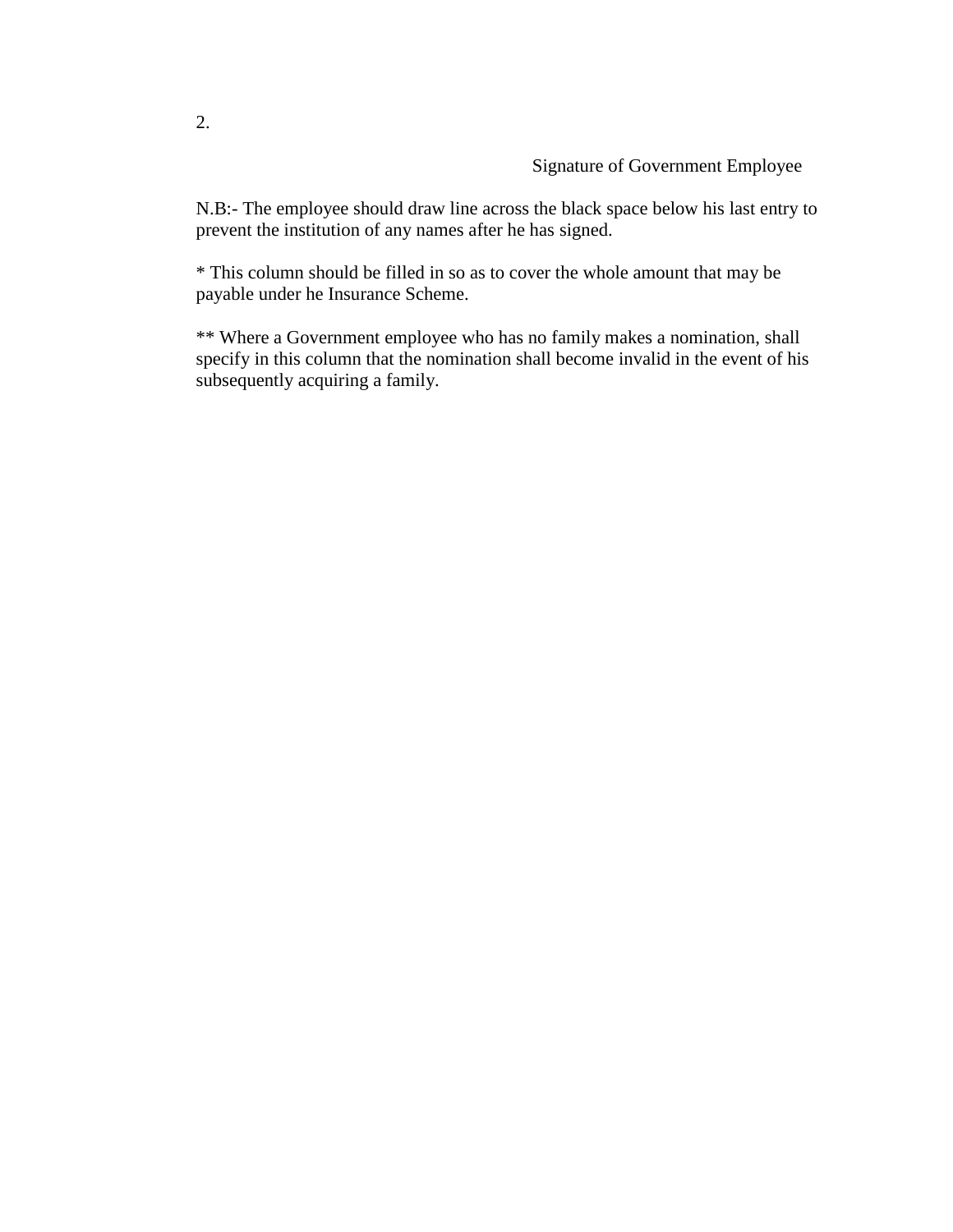2.

Signature of Government Employee

N.B:- The employee should draw line across the black space below his last entry to prevent the institution of any names after he has signed.

* This column should be filled in so as to cover the whole amount that may be payable under he Insurance Scheme.

** Where a Government employee who has no family makes a nomination, shall specify in this column that the nomination shall become invalid in the event of his subsequently acquiring a family.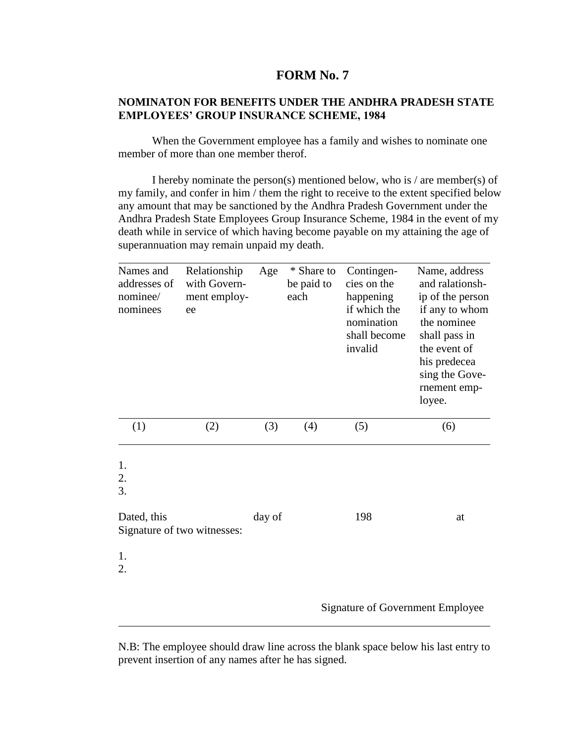# FORM No. 7

**NOMINATON FOR BENEFITS UNDER THE ANDHRA PRADESH STATE EMPLOYEES' GROUP INSURANCE SCHEME, 1984**

When the Government employee has a family and wishes to nominate one member of more than one member therof.

I hereby nominate the person(s) mentioned below, who is / are member(s) of my family, and confer in him / them the right to receive to the extent specified below any amount that may be sanctioned by the Andhra Pradesh Government under the Andhra Pradesh State Employees Group Insurance Scheme, 1984 in the event of my death while in service of which having become payable on my attaining the age of superannuation may remain unpaid my death.

| Names and addresses of nominee/ nominees | Relationship with Govern-ment employ-ee | Age | * Share to be paid to each | Contingen-cies on the happening if which the nomination shall become invalid | Name, address and ralationsh-ip of the person if any to whom the nominee shall pass in the event of his predecea sing the Gove-rnement emp-loyee. |
|---|---|---|---|---|---|
| (1) | (2) | (3) | (4) | (5) | (6) |
| 1. | | | | | |
| 2. | | | | | |
| 3. | | | | | |

Dated, this                day of                198                at

Signature of two witnesses:

1.
2.

Signature of Government Employee

N.B: The employee should draw line across the blank space below his last entry to prevent insertion of any names after he has signed.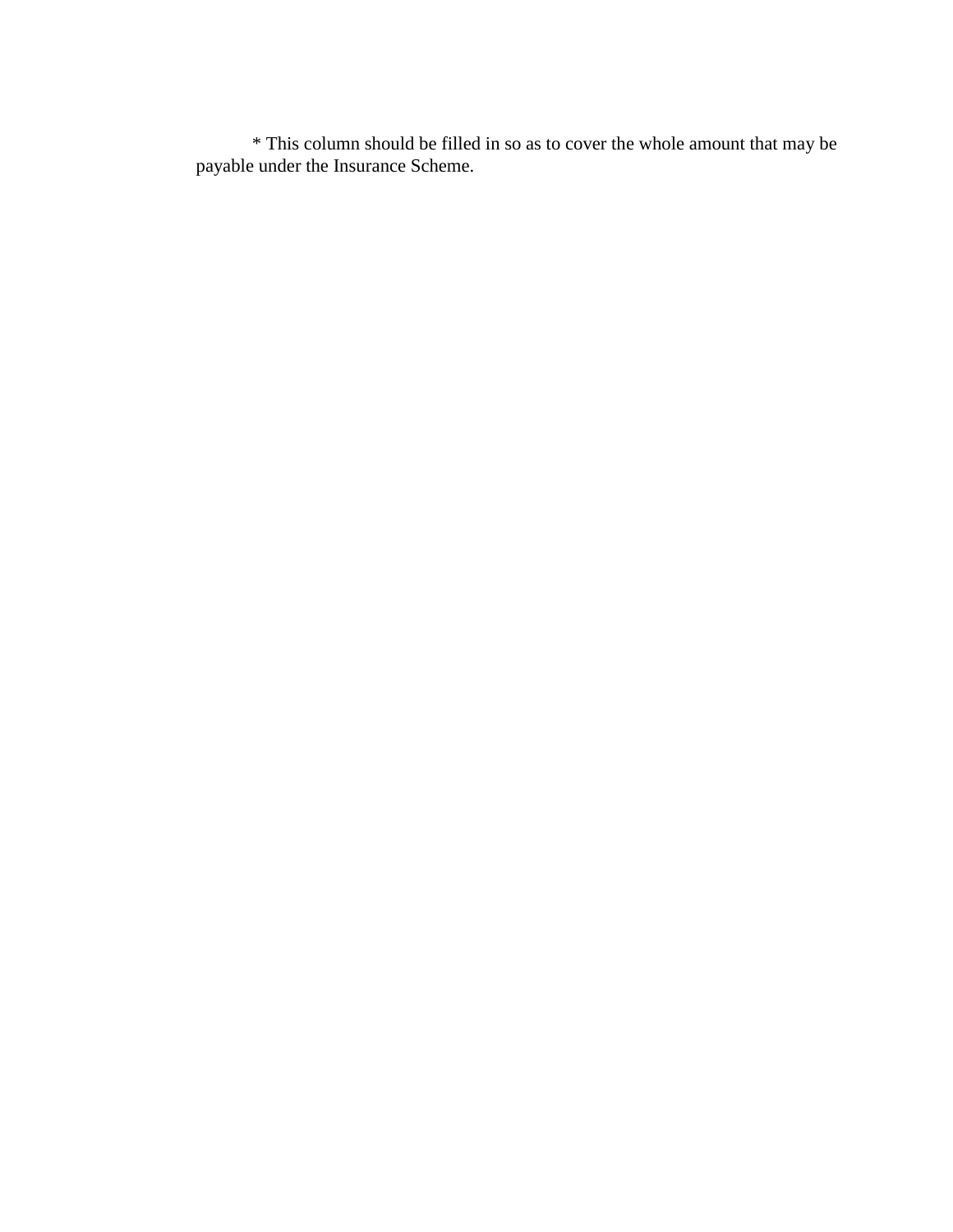* This column should be filled in so as to cover the whole amount that may be payable under the Insurance Scheme.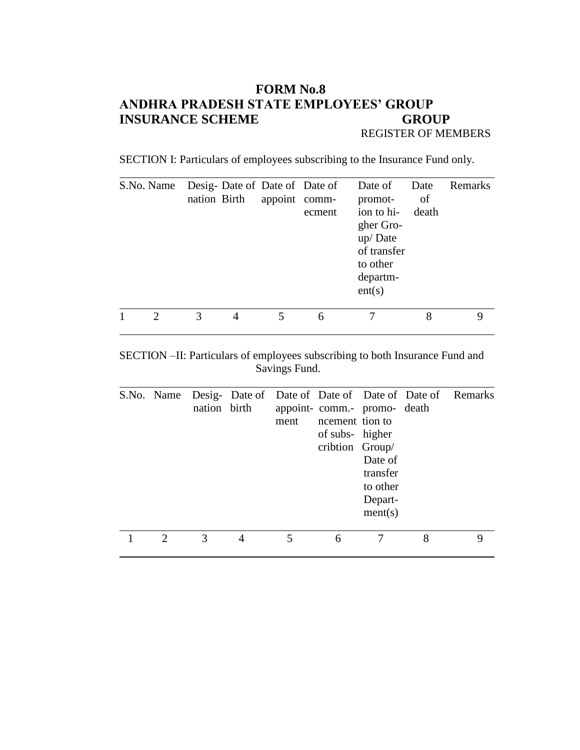# FORM No.8

## ANDHRA PRADESH STATE EMPLOYEES' GROUP INSURANCE SCHEME GROUP

REGISTER OF MEMBERS

SECTION I: Particulars of employees subscribing to the Insurance Fund only.

| S.No. | Name | Desig-nation | Date of Birth | Date of appoint | Date of comm-ecment | Date of promot-ion to hi-gher Gro-up/ Date of transfer to other departm-ent(s) | Date of death | Remarks |
|---|---|---|---|---|---|---|---|---|
| 1 | 2 | 3 | 4 | 5 | 6 | 7 | 8 | 9 |

SECTION –II: Particulars of employees subscribing to both Insurance Fund and Savings Fund.

| S.No. | Name | Desig-nation | Date of birth | Date of appoint-ment | Date of comm.-ncement of subs-cribtion | Date of promo-tion to higher Group/ Date of transfer to other Depart-ment(s) | Date of death | Remarks |
|---|---|---|---|---|---|---|---|---|
| 1 | 2 | 3 | 4 | 5 | 6 | 7 | 8 | 9 |